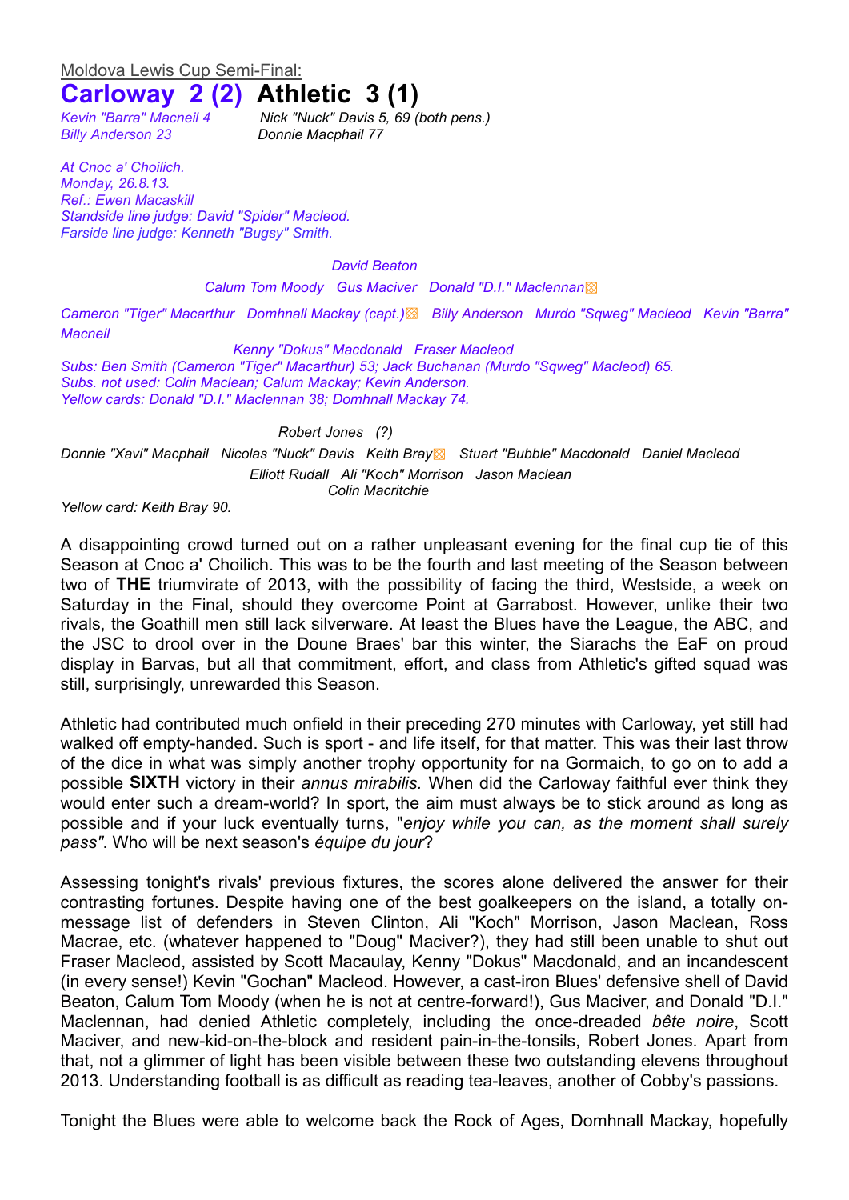Moldova Lewis Cup Semi-Final:

# Carloway 2 (2) Athletic 3 (1)

*Kevin "Barra" Macneil 4* — Nick "Nuck" Davis 5, 69 (both pens.)
*Billy Anderson 23* — Donnie Macphail 77

*At Cnoc a' Choilich.*
*Monday, 26.8.13.*
*Ref.: Ewen Macaskill*
*Standside line judge: David "Spider" Macleod.*
*Farside line judge: Kenneth "Bugsy" Smith.*

*David Beaton*

*Calum Tom Moody Gus Maciver Donald "D.I." Maclennan*

*Cameron "Tiger" Macarthur Domhnall Mackay (capt.) Billy Anderson Murdo "Sqweg" Macleod Kevin "Barra" Macneil*

*Kenny "Dokus" Macdonald Fraser Macleod*

*Subs: Ben Smith (Cameron "Tiger" Macarthur) 53; Jack Buchanan (Murdo "Sqweg" Macleod) 65.*
*Subs. not used: Colin Maclean; Calum Mackay; Kevin Anderson.*
*Yellow cards: Donald "D.I." Maclennan 38; Domhnall Mackay 74.*

*Robert Jones (?)*

*Donnie "Xavi" Macphail Nicolas "Nuck" Davis Keith Bray Stuart "Bubble" Macdonald Daniel Macleod*

*Elliott Rudall Ali "Koch" Morrison Jason Maclean*

*Colin Macritchie*

*Yellow card: Keith Bray 90.*

A disappointing crowd turned out on a rather unpleasant evening for the final cup tie of this Season at Cnoc a' Choilich. This was to be the fourth and last meeting of the Season between two of **THE** triumvirate of 2013, with the possibility of facing the third, Westside, a week on Saturday in the Final, should they overcome Point at Garrabost. However, unlike their two rivals, the Goathill men still lack silverware. At least the Blues have the League, the ABC, and the JSC to drool over in the Doune Braes' bar this winter, the Siarachs the EaF on proud display in Barvas, but all that commitment, effort, and class from Athletic's gifted squad was still, surprisingly, unrewarded this Season.

Athletic had contributed much onfield in their preceding 270 minutes with Carloway, yet still had walked off empty-handed. Such is sport - and life itself, for that matter. This was their last throw of the dice in what was simply another trophy opportunity for na Gormaich, to go on to add a possible **SIXTH** victory in their *annus mirabilis.* When did the Carloway faithful ever think they would enter such a dream-world? In sport, the aim must always be to stick around as long as possible and if your luck eventually turns, "*enjoy while you can, as the moment shall surely pass"*. Who will be next season's *équipe du jour*?

Assessing tonight's rivals' previous fixtures, the scores alone delivered the answer for their contrasting fortunes. Despite having one of the best goalkeepers on the island, a totally on-message list of defenders in Steven Clinton, Ali "Koch" Morrison, Jason Maclean, Ross Macrae, etc. (whatever happened to "Doug" Maciver?), they had still been unable to shut out Fraser Macleod, assisted by Scott Macaulay, Kenny "Dokus" Macdonald, and an incandescent (in every sense!) Kevin "Gochan" Macleod. However, a cast-iron Blues' defensive shell of David Beaton, Calum Tom Moody (when he is not at centre-forward!), Gus Maciver, and Donald "D.I." Maclennan, had denied Athletic completely, including the once-dreaded *bête noire*, Scott Maciver, and new-kid-on-the-block and resident pain-in-the-tonsils, Robert Jones. Apart from that, not a glimmer of light has been visible between these two outstanding elevens throughout 2013. Understanding football is as difficult as reading tea-leaves, another of Cobby's passions.

Tonight the Blues were able to welcome back the Rock of Ages, Domhnall Mackay, hopefully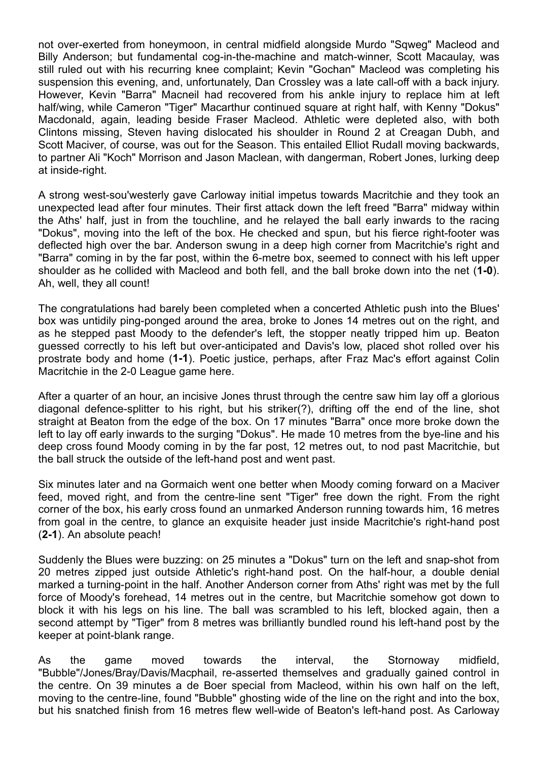not over-exerted from honeymoon, in central midfield alongside Murdo "Sqweg" Macleod and Billy Anderson; but fundamental cog-in-the-machine and match-winner, Scott Macaulay, was still ruled out with his recurring knee complaint; Kevin "Gochan" Macleod was completing his suspension this evening, and, unfortunately, Dan Crossley was a late call-off with a back injury. However, Kevin "Barra" Macneil had recovered from his ankle injury to replace him at left half/wing, while Cameron "Tiger" Macarthur continued square at right half, with Kenny "Dokus" Macdonald, again, leading beside Fraser Macleod. Athletic were depleted also, with both Clintons missing, Steven having dislocated his shoulder in Round 2 at Creagan Dubh, and Scott Maciver, of course, was out for the Season. This entailed Elliot Rudall moving backwards, to partner Ali "Koch" Morrison and Jason Maclean, with dangerman, Robert Jones, lurking deep at inside-right.

A strong west-sou'westerly gave Carloway initial impetus towards Macritchie and they took an unexpected lead after four minutes. Their first attack down the left freed "Barra" midway within the Aths' half, just in from the touchline, and he relayed the ball early inwards to the racing "Dokus", moving into the left of the box. He checked and spun, but his fierce right-footer was deflected high over the bar. Anderson swung in a deep high corner from Macritchie's right and "Barra" coming in by the far post, within the 6-metre box, seemed to connect with his left upper shoulder as he collided with Macleod and both fell, and the ball broke down into the net (**1-0**). Ah, well, they all count!

The congratulations had barely been completed when a concerted Athletic push into the Blues' box was untidily ping-ponged around the area, broke to Jones 14 metres out on the right, and as he stepped past Moody to the defender's left, the stopper neatly tripped him up. Beaton guessed correctly to his left but over-anticipated and Davis's low, placed shot rolled over his prostrate body and home (**1-1**). Poetic justice, perhaps, after Fraz Mac's effort against Colin Macritchie in the 2-0 League game here.

After a quarter of an hour, an incisive Jones thrust through the centre saw him lay off a glorious diagonal defence-splitter to his right, but his striker(?), drifting off the end of the line, shot straight at Beaton from the edge of the box. On 17 minutes "Barra" once more broke down the left to lay off early inwards to the surging "Dokus". He made 10 metres from the bye-line and his deep cross found Moody coming in by the far post, 12 metres out, to nod past Macritchie, but the ball struck the outside of the left-hand post and went past.

Six minutes later and na Gormaich went one better when Moody coming forward on a Maciver feed, moved right, and from the centre-line sent "Tiger" free down the right. From the right corner of the box, his early cross found an unmarked Anderson running towards him, 16 metres from goal in the centre, to glance an exquisite header just inside Macritchie's right-hand post (**2-1**). An absolute peach!

Suddenly the Blues were buzzing: on 25 minutes a "Dokus" turn on the left and snap-shot from 20 metres zipped just outside Athletic's right-hand post. On the half-hour, a double denial marked a turning-point in the half. Another Anderson corner from Aths' right was met by the full force of Moody's forehead, 14 metres out in the centre, but Macritchie somehow got down to block it with his legs on his line. The ball was scrambled to his left, blocked again, then a second attempt by "Tiger" from 8 metres was brilliantly bundled round his left-hand post by the keeper at point-blank range.

As the game moved towards the interval, the Stornoway midfield, "Bubble"/Jones/Bray/Davis/Macphail, re-asserted themselves and gradually gained control in the centre. On 39 minutes a de Boer special from Macleod, within his own half on the left, moving to the centre-line, found "Bubble" ghosting wide of the line on the right and into the box, but his snatched finish from 16 metres flew well-wide of Beaton's left-hand post. As Carloway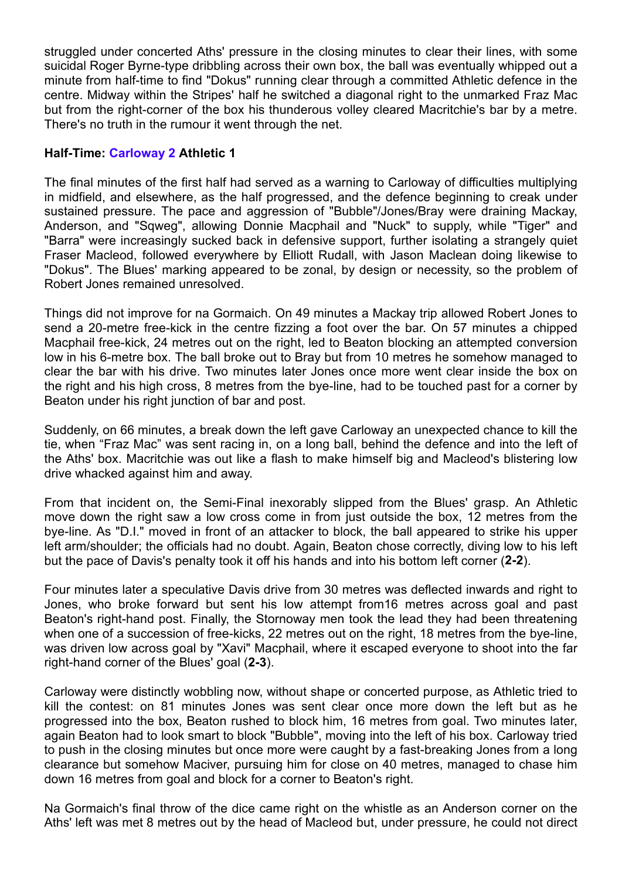struggled under concerted Aths' pressure in the closing minutes to clear their lines, with some suicidal Roger Byrne-type dribbling across their own box, the ball was eventually whipped out a minute from half-time to find "Dokus" running clear through a committed Athletic defence in the centre. Midway within the Stripes' half he switched a diagonal right to the unmarked Fraz Mac but from the right-corner of the box his thunderous volley cleared Macritchie's bar by a metre. There's no truth in the rumour it went through the net.

**Half-Time: Carloway 2 Athletic 1**

The final minutes of the first half had served as a warning to Carloway of difficulties multiplying in midfield, and elsewhere, as the half progressed, and the defence beginning to creak under sustained pressure. The pace and aggression of "Bubble"/Jones/Bray were draining Mackay, Anderson, and "Sqweg", allowing Donnie Macphail and "Nuck" to supply, while "Tiger" and "Barra" were increasingly sucked back in defensive support, further isolating a strangely quiet Fraser Macleod, followed everywhere by Elliott Rudall, with Jason Maclean doing likewise to "Dokus". The Blues' marking appeared to be zonal, by design or necessity, so the problem of Robert Jones remained unresolved.

Things did not improve for na Gormaich. On 49 minutes a Mackay trip allowed Robert Jones to send a 20-metre free-kick in the centre fizzing a foot over the bar. On 57 minutes a chipped Macphail free-kick, 24 metres out on the right, led to Beaton blocking an attempted conversion low in his 6-metre box. The ball broke out to Bray but from 10 metres he somehow managed to clear the bar with his drive. Two minutes later Jones once more went clear inside the box on the right and his high cross, 8 metres from the bye-line, had to be touched past for a corner by Beaton under his right junction of bar and post.

Suddenly, on 66 minutes, a break down the left gave Carloway an unexpected chance to kill the tie, when "Fraz Mac" was sent racing in, on a long ball, behind the defence and into the left of the Aths' box. Macritchie was out like a flash to make himself big and Macleod's blistering low drive whacked against him and away.

From that incident on, the Semi-Final inexorably slipped from the Blues' grasp. An Athletic move down the right saw a low cross come in from just outside the box, 12 metres from the bye-line. As "D.I." moved in front of an attacker to block, the ball appeared to strike his upper left arm/shoulder; the officials had no doubt. Again, Beaton chose correctly, diving low to his left but the pace of Davis's penalty took it off his hands and into his bottom left corner (**2-2**).

Four minutes later a speculative Davis drive from 30 metres was deflected inwards and right to Jones, who broke forward but sent his low attempt from16 metres across goal and past Beaton's right-hand post. Finally, the Stornoway men took the lead they had been threatening when one of a succession of free-kicks, 22 metres out on the right, 18 metres from the bye-line, was driven low across goal by "Xavi" Macphail, where it escaped everyone to shoot into the far right-hand corner of the Blues' goal (**2-3**).

Carloway were distinctly wobbling now, without shape or concerted purpose, as Athletic tried to kill the contest: on 81 minutes Jones was sent clear once more down the left but as he progressed into the box, Beaton rushed to block him, 16 metres from goal. Two minutes later, again Beaton had to look smart to block "Bubble", moving into the left of his box. Carloway tried to push in the closing minutes but once more were caught by a fast-breaking Jones from a long clearance but somehow Maciver, pursuing him for close on 40 metres, managed to chase him down 16 metres from goal and block for a corner to Beaton's right.

Na Gormaich's final throw of the dice came right on the whistle as an Anderson corner on the Aths' left was met 8 metres out by the head of Macleod but, under pressure, he could not direct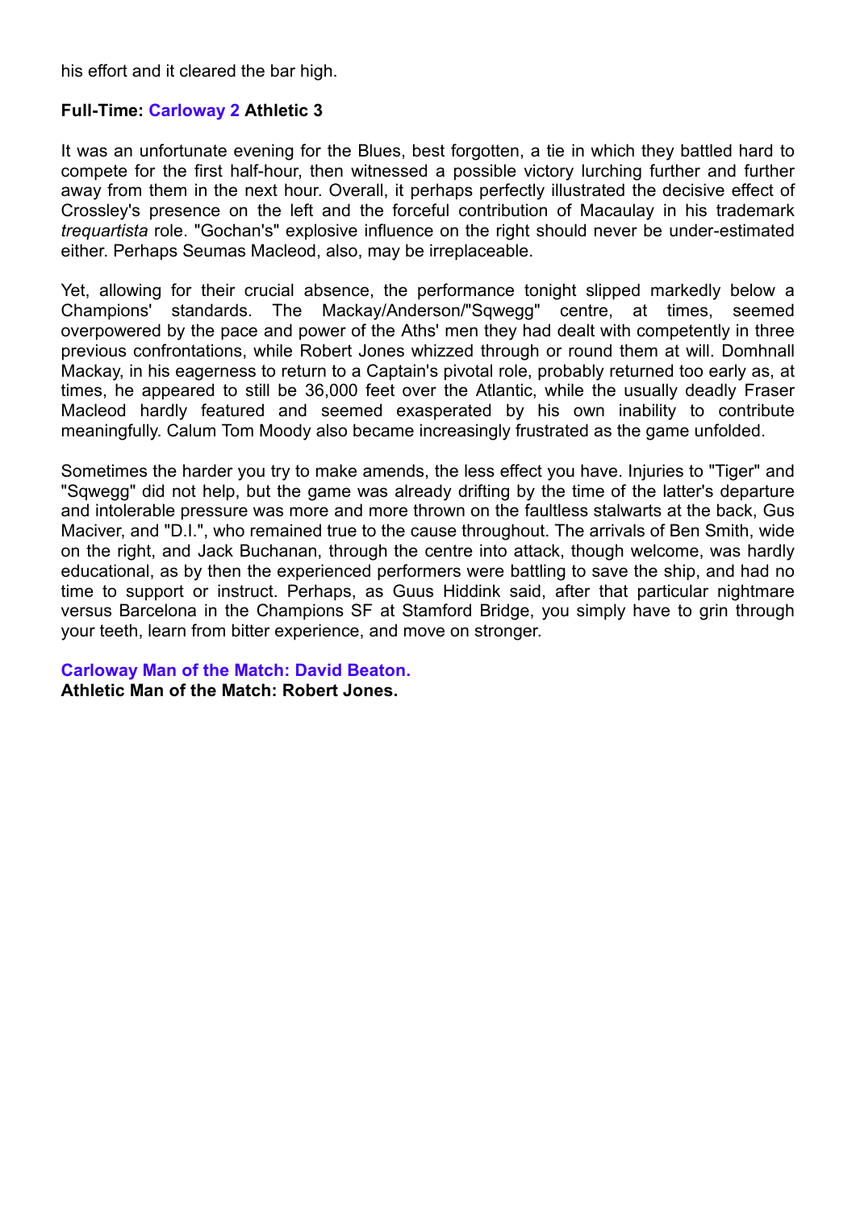his effort and it cleared the bar high.

**Full-Time: Carloway 2 Athletic 3**

It was an unfortunate evening for the Blues, best forgotten, a tie in which they battled hard to compete for the first half-hour, then witnessed a possible victory lurching further and further away from them in the next hour. Overall, it perhaps perfectly illustrated the decisive effect of Crossley's presence on the left and the forceful contribution of Macaulay in his trademark *trequartista* role. "Gochan's" explosive influence on the right should never be under-estimated either. Perhaps Seumas Macleod, also, may be irreplaceable.

Yet, allowing for their crucial absence, the performance tonight slipped markedly below a Champions' standards. The Mackay/Anderson/"Sqwegg" centre, at times, seemed overpowered by the pace and power of the Aths' men they had dealt with competently in three previous confrontations, while Robert Jones whizzed through or round them at will. Domhnall Mackay, in his eagerness to return to a Captain's pivotal role, probably returned too early as, at times, he appeared to still be 36,000 feet over the Atlantic, while the usually deadly Fraser Macleod hardly featured and seemed exasperated by his own inability to contribute meaningfully. Calum Tom Moody also became increasingly frustrated as the game unfolded.

Sometimes the harder you try to make amends, the less effect you have. Injuries to "Tiger" and "Sqwegg" did not help, but the game was already drifting by the time of the latter's departure and intolerable pressure was more and more thrown on the faultless stalwarts at the back, Gus Maciver, and "D.I.", who remained true to the cause throughout. The arrivals of Ben Smith, wide on the right, and Jack Buchanan, through the centre into attack, though welcome, was hardly educational, as by then the experienced performers were battling to save the ship, and had no time to support or instruct. Perhaps, as Guus Hiddink said, after that particular nightmare versus Barcelona in the Champions SF at Stamford Bridge, you simply have to grin through your teeth, learn from bitter experience, and move on stronger.

**Carloway Man of the Match: David Beaton.**
**Athletic Man of the Match: Robert Jones.**